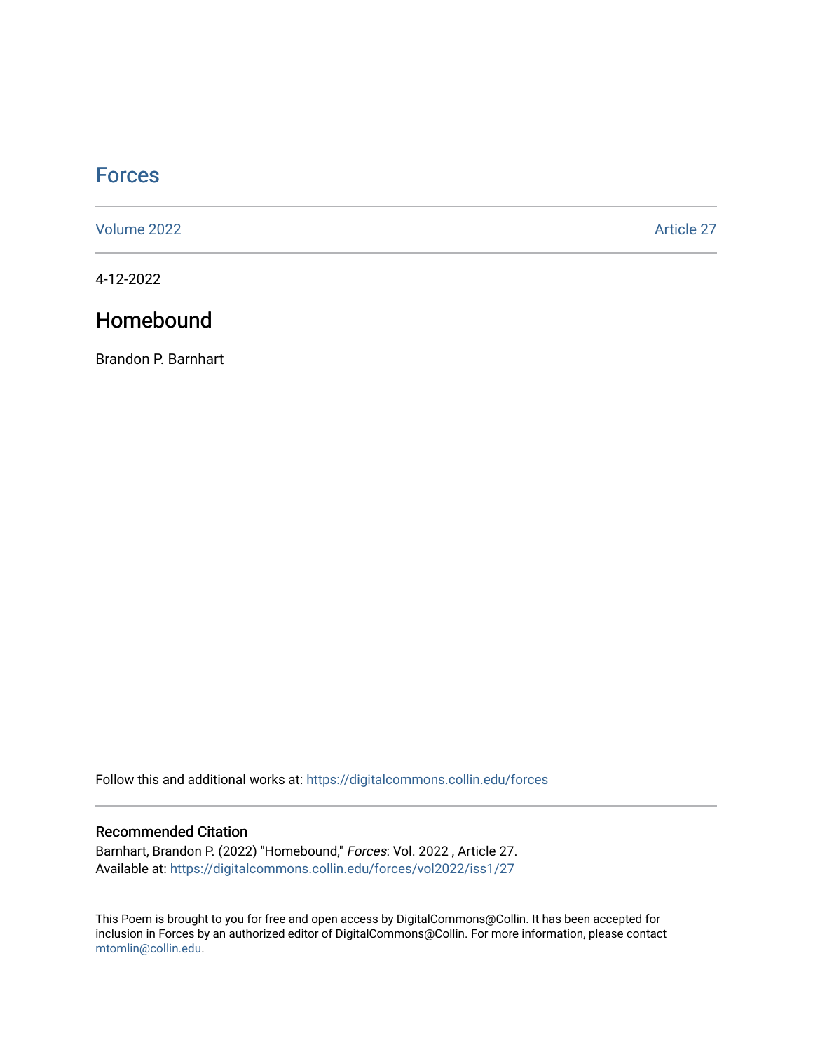# Forces

Volume 2022 Article 27

4-12-2022

## Homebound

Brandon P. Barnhart

Follow this and additional works at: https://digitalcommons.collin.edu/forces

### Recommended Citation

Barnhart, Brandon P. (2022) "Homebound," *Forces*: Vol. 2022 , Article 27.
Available at: https://digitalcommons.collin.edu/forces/vol2022/iss1/27

This Poem is brought to you for free and open access by DigitalCommons@Collin. It has been accepted for inclusion in Forces by an authorized editor of DigitalCommons@Collin. For more information, please contact mtomlin@collin.edu.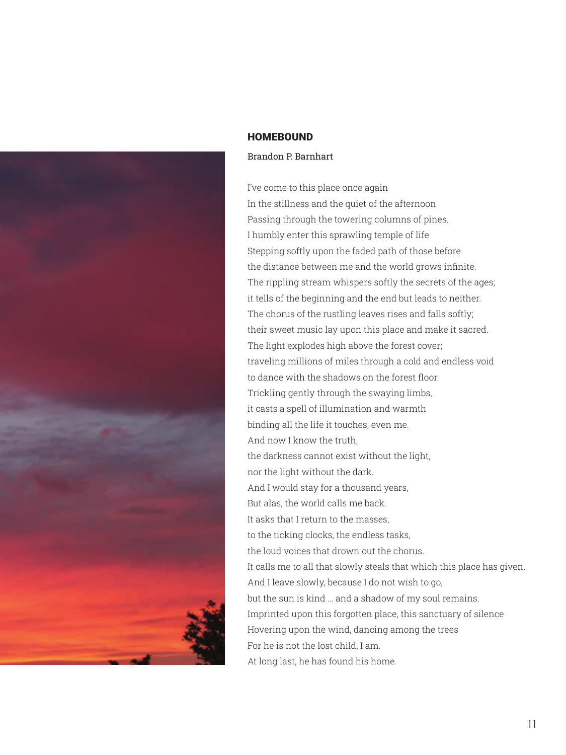## HOMEBOUND

Brandon P. Barnhart

I've come to this place once again  
In the stillness and the quiet of the afternoon  
Passing through the towering columns of pines.  
I humbly enter this sprawling temple of life  
Stepping softly upon the faded path of those before  
the distance between me and the world grows infinite.  
The rippling stream whispers softly the secrets of the ages;  
it tells of the beginning and the end but leads to neither.  
The chorus of the rustling leaves rises and falls softly;  
their sweet music lay upon this place and make it sacred.  
The light explodes high above the forest cover;  
traveling millions of miles through a cold and endless void  
to dance with the shadows on the forest floor.  
Trickling gently through the swaying limbs,  
it casts a spell of illumination and warmth  
binding all the life it touches, even me.  
And now I know the truth,  
the darkness cannot exist without the light,  
nor the light without the dark.  
And I would stay for a thousand years,  
But alas, the world calls me back.  
It asks that I return to the masses,  
to the ticking clocks, the endless tasks,  
the loud voices that drown out the chorus.  
It calls me to all that slowly steals that which this place has given.  
And I leave slowly, because I do not wish to go,  
but the sun is kind … and a shadow of my soul remains.  
Imprinted upon this forgotten place, this sanctuary of silence  
Hovering upon the wind, dancing among the trees  
For he is not the lost child, I am.  
At long last, he has found his home.